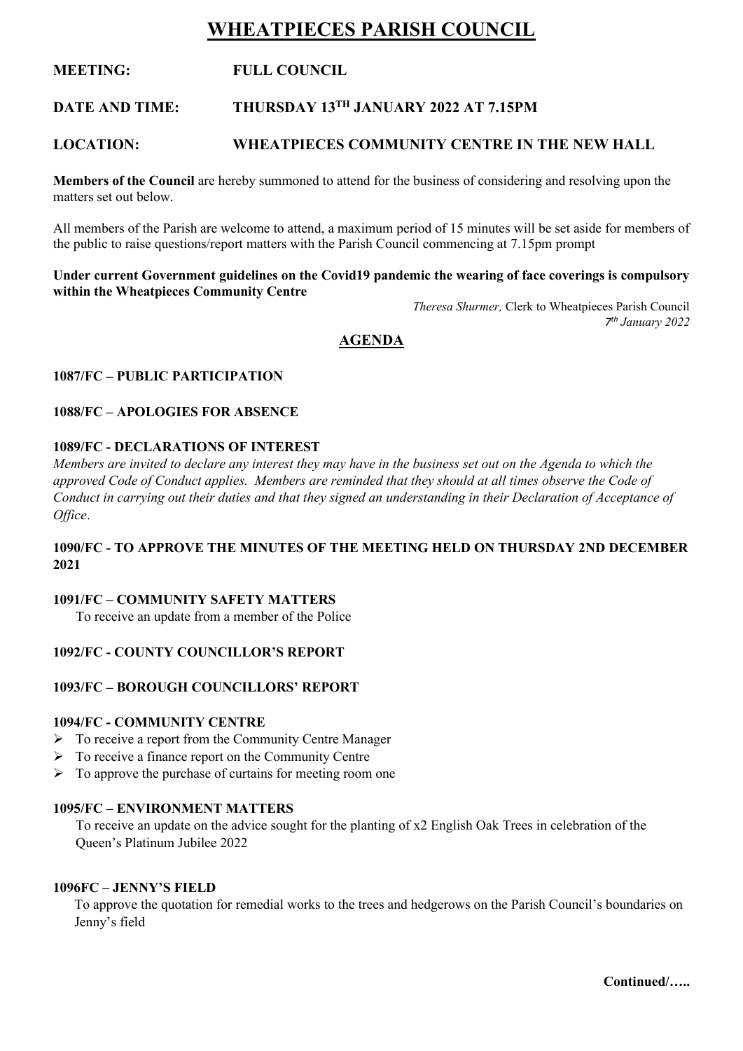# WHEATPIECES PARISH COUNCIL

**MEETING:** **FULL COUNCIL**

**DATE AND TIME:** **THURSDAY 13TH JANUARY 2022 AT 7.15PM**

**LOCATION:** **WHEATPIECES COMMUNITY CENTRE IN THE NEW HALL**

**Members of the Council** are hereby summoned to attend for the business of considering and resolving upon the matters set out below.

All members of the Parish are welcome to attend, a maximum period of 15 minutes will be set aside for members of the public to raise questions/report matters with the Parish Council commencing at 7.15pm prompt

**Under current Government guidelines on the Covid19 pandemic the wearing of face coverings is compulsory within the Wheatpieces Community Centre**

*Theresa Shurmer,* Clerk to Wheatpieces Parish Council
*7th January 2022*

## AGENDA

**1087/FC – PUBLIC PARTICIPATION**

**1088/FC – APOLOGIES FOR ABSENCE**

**1089/FC - DECLARATIONS OF INTEREST**

*Members are invited to declare any interest they may have in the business set out on the Agenda to which the approved Code of Conduct applies. Members are reminded that they should at all times observe the Code of Conduct in carrying out their duties and that they signed an understanding in their Declaration of Acceptance of Office*.

**1090/FC - TO APPROVE THE MINUTES OF THE MEETING HELD ON THURSDAY 2ND DECEMBER 2021**

**1091/FC – COMMUNITY SAFETY MATTERS**

To receive an update from a member of the Police

**1092/FC - COUNTY COUNCILLOR'S REPORT**

**1093/FC – BOROUGH COUNCILLORS' REPORT**

**1094/FC - COMMUNITY CENTRE**

- To receive a report from the Community Centre Manager
- To receive a finance report on the Community Centre
- To approve the purchase of curtains for meeting room one

**1095/FC – ENVIRONMENT MATTERS**

To receive an update on the advice sought for the planting of x2 English Oak Trees in celebration of the Queen's Platinum Jubilee 2022

**1096FC – JENNY'S FIELD**

To approve the quotation for remedial works to the trees and hedgerows on the Parish Council's boundaries on Jenny's field

**Continued/…..**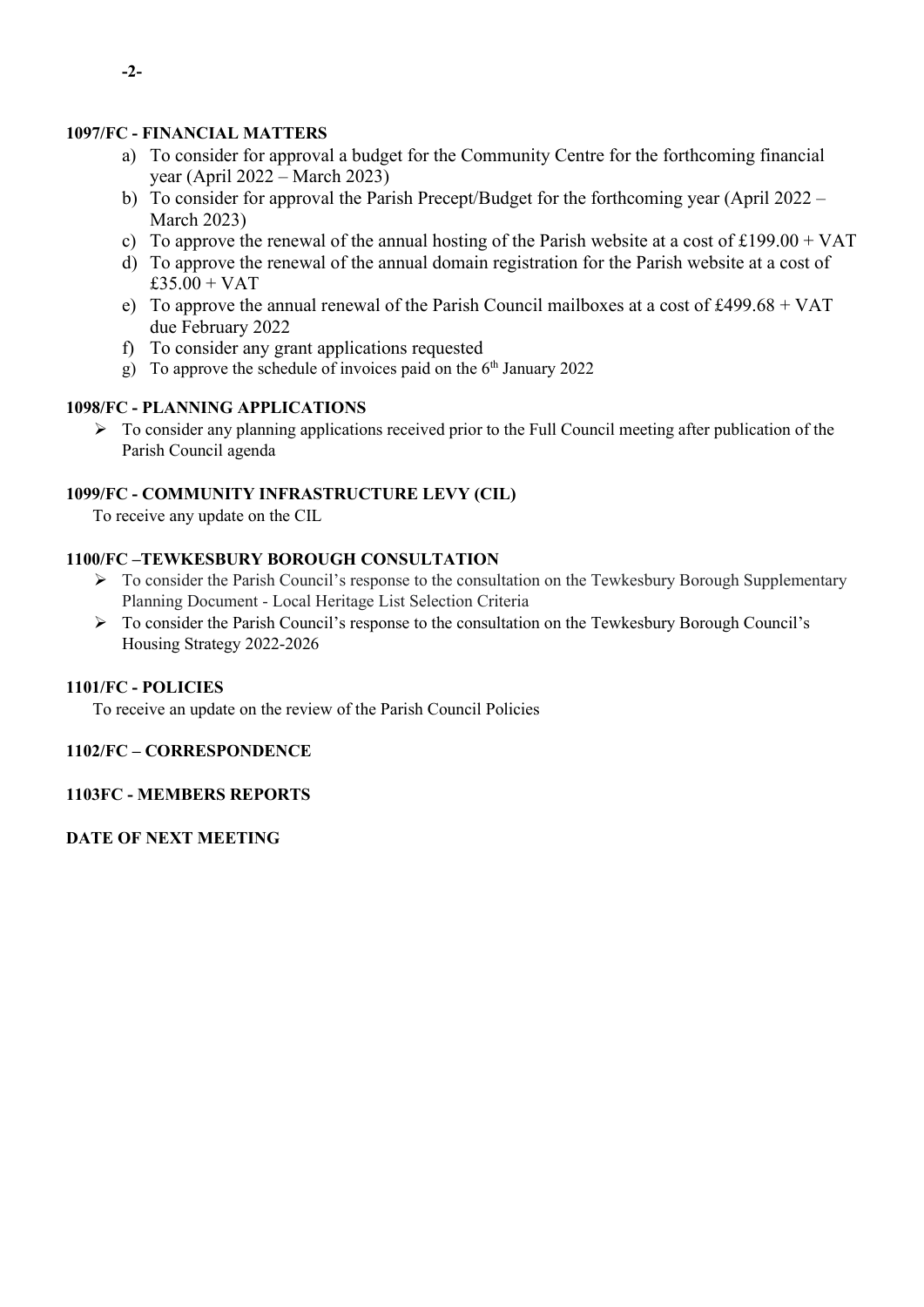**1097/FC - FINANCIAL MATTERS**

a) To consider for approval a budget for the Community Centre for the forthcoming financial year (April 2022 – March 2023)
b) To consider for approval the Parish Precept/Budget for the forthcoming year (April 2022 – March 2023)
c) To approve the renewal of the annual hosting of the Parish website at a cost of £199.00 + VAT
d) To approve the renewal of the annual domain registration for the Parish website at a cost of £35.00 + VAT
e) To approve the annual renewal of the Parish Council mailboxes at a cost of £499.68 + VAT due February 2022
f) To consider any grant applications requested
g) To approve the schedule of invoices paid on the 6th January 2022

**1098/FC - PLANNING APPLICATIONS**

- To consider any planning applications received prior to the Full Council meeting after publication of the Parish Council agenda

**1099/FC - COMMUNITY INFRASTRUCTURE LEVY (CIL)**

To receive any update on the CIL

**1100/FC –TEWKESBURY BOROUGH CONSULTATION**

- To consider the Parish Council's response to the consultation on the Tewkesbury Borough Supplementary Planning Document - Local Heritage List Selection Criteria
- To consider the Parish Council's response to the consultation on the Tewkesbury Borough Council's Housing Strategy 2022-2026

**1101/FC - POLICIES**

To receive an update on the review of the Parish Council Policies

**1102/FC – CORRESPONDENCE**

**1103FC - MEMBERS REPORTS**

**DATE OF NEXT MEETING**